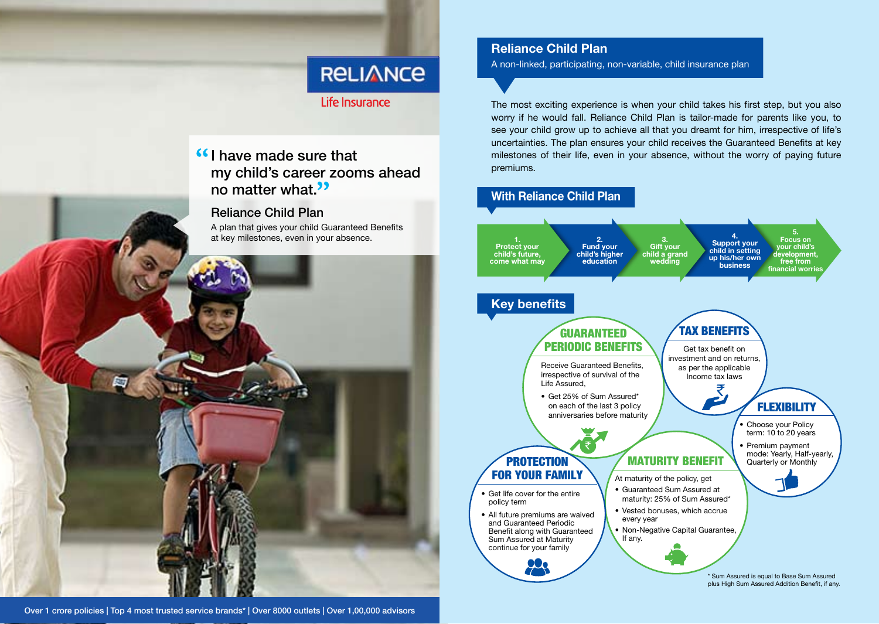RELIANCE

Life Insurance

"I have made sure that my child's career zooms ahead no matter what."

## Reliance Child Plan

A plan that gives your child Guaranteed Benefits at key milestones, even in your absence.

Over 1 crore policies | Top 4 most trusted service brands* | Over 8000 outlets | Over 1,00,000 advisors

# Reliance Child Plan

A non-linked, participating, non-variable, child insurance plan

The most exciting experience is when your child takes his first step, but you also worry if he would fall. Reliance Child Plan is tailor-made for parents like you, to see your child grow up to achieve all that you dreamt for him, irrespective of life's uncertainties. The plan ensures your child receives the Guaranteed Benefits at key milestones of their life, even in your absence, without the worry of paying future premiums.

## With Reliance Child Plan

1. Protect your child's future, come what may
2. Fund your child's higher education
3. Gift your child a grand wedding
4. Support your child in setting up his/her own business
5. Focus on your child's development, free from financial worries

## Key benefits

### GUARANTEED PERIODIC BENEFITS

Receive Guaranteed Benefits, irrespective of survival of the Life Assured,

- Get 25% of Sum Assured* on each of the last 3 policy anniversaries before maturity

### TAX BENEFITS

Get tax benefit on investment and on returns, as per the applicable Income tax laws

### FLEXIBILITY

- Choose your Policy term: 10 to 20 years
- Premium payment mode: Yearly, Half-yearly, Quarterly or Monthly

### PROTECTION FOR YOUR FAMILY

- Get life cover for the entire policy term
- All future premiums are waived and Guaranteed Periodic Benefit along with Guaranteed Sum Assured at Maturity continue for your family

### MATURITY BENEFIT

At maturity of the policy, get

- Guaranteed Sum Assured at maturity: 25% of Sum Assured*
- Vested bonuses, which accrue every year
- Non-Negative Capital Guarantee, If any.

* Sum Assured is equal to Base Sum Assured plus High Sum Assured Addition Benefit, if any.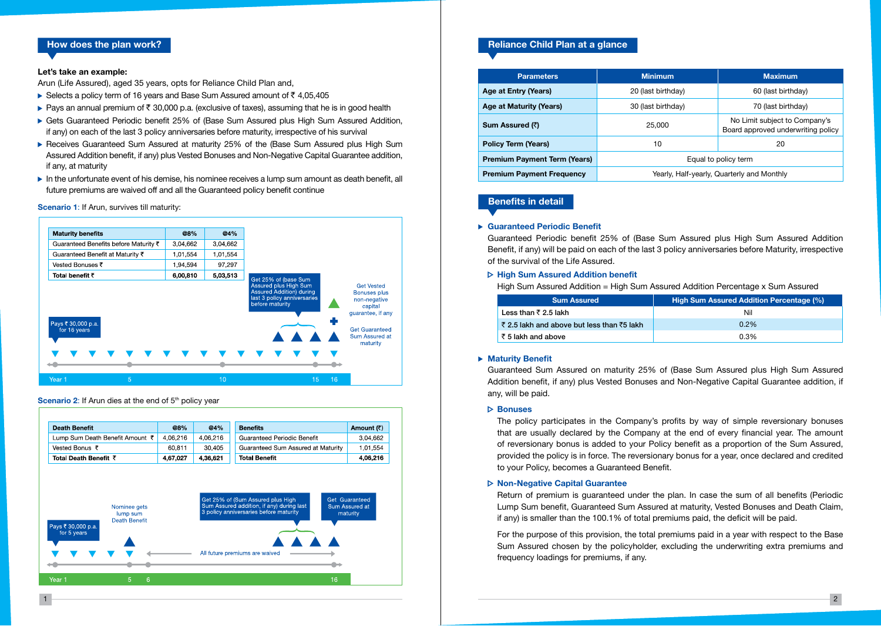## How does the plan work?

**Let's take an example:**

Arun (Life Assured), aged 35 years, opts for Reliance Child Plan and,

- Selects a policy term of 16 years and Base Sum Assured amount of ₹ 4,05,405
- Pays an annual premium of ₹ 30,000 p.a. (exclusive of taxes), assuming that he is in good health
- Gets Guaranteed Periodic benefit 25% of (Base Sum Assured plus High Sum Assured Addition, if any) on each of the last 3 policy anniversaries before maturity, irrespective of his survival
- Receives Guaranteed Sum Assured at maturity 25% of the (Base Sum Assured plus High Sum Assured Addition benefit, if any) plus Vested Bonuses and Non-Negative Capital Guarantee addition, if any, at maturity
- In the unfortunate event of his demise, his nominee receives a lump sum amount as death benefit, all future premiums are waived off and all the Guaranteed policy benefit continue

**Scenario 1**: If Arun, survives till maturity:

| Maturity benefits | @8% | @4% |
|---|---|---|
| Guaranteed Benefits before Maturity ₹ | 3,04,662 | 3,04,662 |
| Guaranteed Benefit at Maturity ₹ | 1,01,554 | 1,01,554 |
| Vested Bonuses ₹ | 1,94,594 | 97,297 |
| **Total benefit ₹** | **6,00,810** | **5,03,513** |

Pays ₹ 30,000 p.a. for 16 years

Get 25% of (base Sum Assured plus High Sum Assured Addition) during last 3 policy anniversaries before maturity

Get Vested Bonuses plus non-negative capital guarantee, if any

Get Guaranteed Sum Assured at maturity

Year 1 5 10 15 16

**Scenario 2**: If Arun dies at the end of 5th policy year

| Death Benefit | @8% | @4% |
|---|---|---|
| Lump Sum Death Benefit Amount ₹ | 4,06,216 | 4,06,216 |
| Vested Bonus ₹ | 60,811 | 30,405 |
| **Total Death Benefit ₹** | **4,67,027** | **4,36,621** |

| Benefits | Amount (₹) |
|---|---|
| Guaranteed Periodic Benefit | 3,04,662 |
| Guaranteed Sum Assured at Maturity | 1,01,554 |
| **Total Benefit** | **4,06,216** |

Pays ₹ 30,000 p.a. for 5 years

Nominee gets lump sum Death Benefit

All future premiums are waived

Get 25% of (Sum Assured plus High Sum Assured addition, if any) during last 3 policy anniversaries before maturity

Get Guaranteed Sum Assured at maturity

Year 1 5 6 16

## Reliance Child Plan at a glance

| Parameters | Minimum | Maximum |
|---|---|---|
| **Age at Entry (Years)** | 20 (last birthday) | 60 (last birthday) |
| **Age at Maturity (Years)** | 30 (last birthday) | 70 (last birthday) |
| **Sum Assured (₹)** | 25,000 | No Limit subject to Company's Board approved underwriting policy |
| **Policy Term (Years)** | 10 | 20 |
| **Premium Payment Term (Years)** | Equal to policy term | |
| **Premium Payment Frequency** | Yearly, Half-yearly, Quarterly and Monthly | |

## Benefits in detail

### Guaranteed Periodic Benefit

Guaranteed Periodic benefit 25% of (Base Sum Assured plus High Sum Assured Addition Benefit, if any) will be paid on each of the last 3 policy anniversaries before Maturity, irrespective of the survival of the Life Assured.

#### High Sum Assured Addition benefit

High Sum Assured Addition = High Sum Assured Addition Percentage x Sum Assured

| Sum Assured | High Sum Assured Addition Percentage (%) |
|---|---|
| Less than ₹ 2.5 lakh | Nil |
| ₹ 2.5 lakh and above but less than ₹5 lakh | 0.2% |
| ₹ 5 lakh and above | 0.3% |

### Maturity Benefit

Guaranteed Sum Assured on maturity 25% of (Base Sum Assured plus High Sum Assured Addition benefit, if any) plus Vested Bonuses and Non-Negative Capital Guarantee addition, if any, will be paid.

#### Bonuses

The policy participates in the Company's profits by way of simple reversionary bonuses that are usually declared by the Company at the end of every financial year. The amount of reversionary bonus is added to your Policy benefit as a proportion of the Sum Assured, provided the policy is in force. The reversionary bonus for a year, once declared and credited to your Policy, becomes a Guaranteed Benefit.

#### Non-Negative Capital Guarantee

Return of premium is guaranteed under the plan. In case the sum of all benefits (Periodic Lump Sum benefit, Guaranteed Sum Assured at maturity, Vested Bonuses and Death Claim, if any) is smaller than the 100.1% of total premiums paid, the deficit will be paid.

For the purpose of this provision, the total premiums paid in a year with respect to the Base Sum Assured chosen by the policyholder, excluding the underwriting extra premiums and frequency loadings for premiums, if any.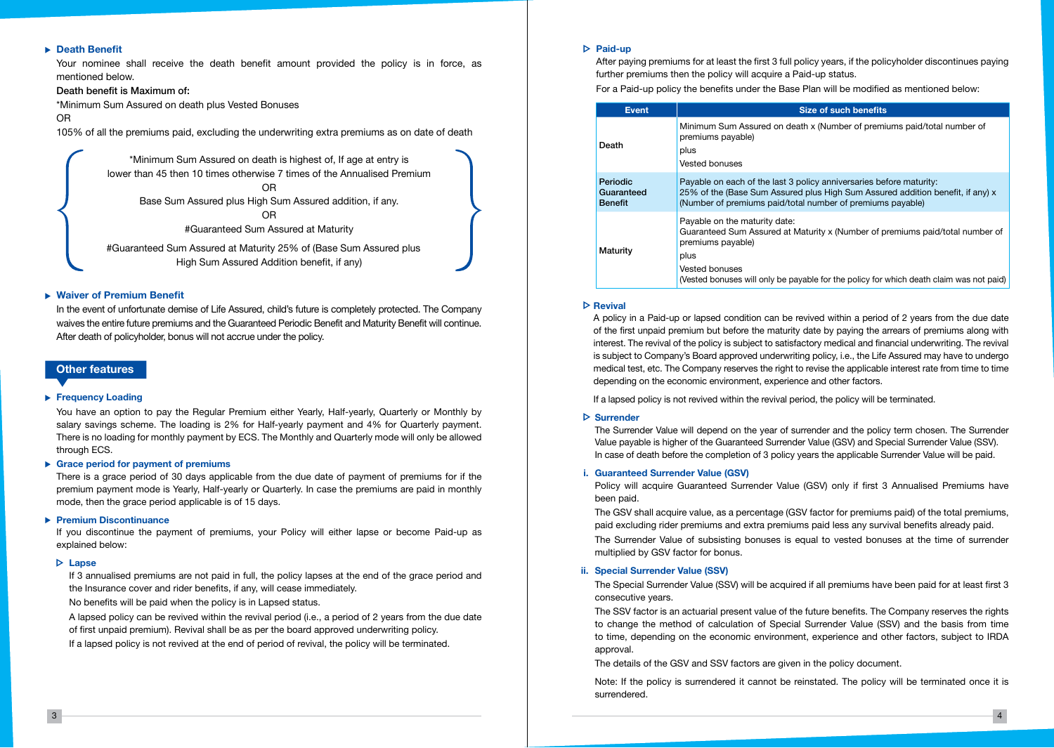### Death Benefit

Your nominee shall receive the death benefit amount provided the policy is in force, as mentioned below.

Death benefit is Maximum of:

*Minimum Sum Assured on death plus Vested Bonuses

OR

105% of all the premiums paid, excluding the underwriting extra premiums as on date of death

> *Minimum Sum Assured on death is highest of, If age at entry is lower than 45 then 10 times otherwise 7 times of the Annualised Premium
>
> OR
>
> Base Sum Assured plus High Sum Assured addition, if any.
>
> OR
>
> #Guaranteed Sum Assured at Maturity
>
> #Guaranteed Sum Assured at Maturity 25% of (Base Sum Assured plus High Sum Assured Addition benefit, if any)

### Waiver of Premium Benefit

In the event of unfortunate demise of Life Assured, child's future is completely protected. The Company waives the entire future premiums and the Guaranteed Periodic Benefit and Maturity Benefit will continue. After death of policyholder, bonus will not accrue under the policy.

## Other features

### Frequency Loading

You have an option to pay the Regular Premium either Yearly, Half-yearly, Quarterly or Monthly by salary savings scheme. The loading is 2% for Half-yearly payment and 4% for Quarterly payment. There is no loading for monthly payment by ECS. The Monthly and Quarterly mode will only be allowed through ECS.

### Grace period for payment of premiums

There is a grace period of 30 days applicable from the due date of payment of premiums for if the premium payment mode is Yearly, Half-yearly or Quarterly. In case the premiums are paid in monthly mode, then the grace period applicable is of 15 days.

### Premium Discontinuance

If you discontinue the payment of premiums, your Policy will either lapse or become Paid-up as explained below:

#### Lapse

If 3 annualised premiums are not paid in full, the policy lapses at the end of the grace period and the Insurance cover and rider benefits, if any, will cease immediately.

No benefits will be paid when the policy is in Lapsed status.

A lapsed policy can be revived within the revival period (i.e., a period of 2 years from the due date of first unpaid premium). Revival shall be as per the board approved underwriting policy.

If a lapsed policy is not revived at the end of period of revival, the policy will be terminated.

#### Paid-up

After paying premiums for at least the first 3 full policy years, if the policyholder discontinues paying further premiums then the policy will acquire a Paid-up status.

For a Paid-up policy the benefits under the Base Plan will be modified as mentioned below:

| Event | Size of such benefits |
|---|---|
| Death | Minimum Sum Assured on death x (Number of premiums paid/total number of premiums payable)<br>plus<br>Vested bonuses |
| Periodic Guaranteed Benefit | Payable on each of the last 3 policy anniversaries before maturity:<br>25% of the (Base Sum Assured plus High Sum Assured addition benefit, if any) x (Number of premiums paid/total number of premiums payable) |
| Maturity | Payable on the maturity date:<br>Guaranteed Sum Assured at Maturity x (Number of premiums paid/total number of premiums payable)<br>plus<br>Vested bonuses<br>(Vested bonuses will only be payable for the policy for which death claim was not paid) |

#### Revival

A policy in a Paid-up or lapsed condition can be revived within a period of 2 years from the due date of the first unpaid premium but before the maturity date by paying the arrears of premiums along with interest. The revival of the policy is subject to satisfactory medical and financial underwriting. The revival is subject to Company's Board approved underwriting policy, i.e., the Life Assured may have to undergo medical test, etc. The Company reserves the right to revise the applicable interest rate from time to time depending on the economic environment, experience and other factors.

If a lapsed policy is not revived within the revival period, the policy will be terminated.

#### Surrender

The Surrender Value will depend on the year of surrender and the policy term chosen. The Surrender Value payable is higher of the Guaranteed Surrender Value (GSV) and Special Surrender Value (SSV). In case of death before the completion of 3 policy years the applicable Surrender Value will be paid.

**i. Guaranteed Surrender Value (GSV)**

Policy will acquire Guaranteed Surrender Value (GSV) only if first 3 Annualised Premiums have been paid.

The GSV shall acquire value, as a percentage (GSV factor for premiums paid) of the total premiums, paid excluding rider premiums and extra premiums paid less any survival benefits already paid.

The Surrender Value of subsisting bonuses is equal to vested bonuses at the time of surrender multiplied by GSV factor for bonus.

**ii. Special Surrender Value (SSV)**

The Special Surrender Value (SSV) will be acquired if all premiums have been paid for at least first 3 consecutive years.

The SSV factor is an actuarial present value of the future benefits. The Company reserves the rights to change the method of calculation of Special Surrender Value (SSV) and the basis from time to time, depending on the economic environment, experience and other factors, subject to IRDA approval.

The details of the GSV and SSV factors are given in the policy document.

Note: If the policy is surrendered it cannot be reinstated. The policy will be terminated once it is surrendered.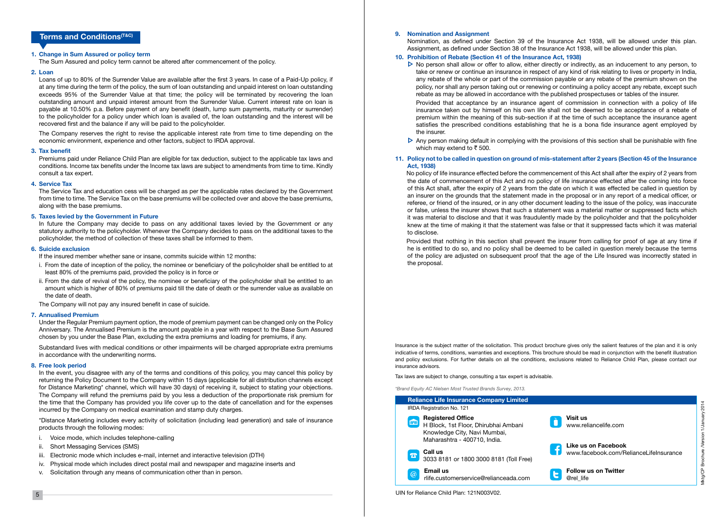## Terms and Conditions(T&C)

### 1. Change in Sum Assured or policy term

The Sum Assured and policy term cannot be altered after commencement of the policy.

### 2. Loan

Loans of up to 80% of the Surrender Value are available after the first 3 years. In case of a Paid-Up policy, if at any time during the term of the policy, the sum of loan outstanding and unpaid interest on loan outstanding exceeds 95% of the Surrender Value at that time; the policy will be terminated by recovering the loan outstanding amount and unpaid interest amount from the Surrender Value. Current interest rate on loan is payable at 10.50% p.a. Before payment of any benefit (death, lump sum payments, maturity or surrender) to the policyholder for a policy under which loan is availed of, the loan outstanding and the interest will be recovered first and the balance if any will be paid to the policyholder.

The Company reserves the right to revise the applicable interest rate from time to time depending on the economic environment, experience and other factors, subject to IRDA approval.

### 3. Tax benefit

Premiums paid under Reliance Child Plan are eligible for tax deduction, subject to the applicable tax laws and conditions. Income tax benefits under the Income tax laws are subject to amendments from time to time. Kindly consult a tax expert.

### 4. Service Tax

The Service Tax and education cess will be charged as per the applicable rates declared by the Government from time to time. The Service Tax on the base premiums will be collected over and above the base premiums, along with the base premiums.

### 5. Taxes levied by the Government in Future

In future the Company may decide to pass on any additional taxes levied by the Government or any statutory authority to the policyholder. Whenever the Company decides to pass on the additional taxes to the policyholder, the method of collection of these taxes shall be informed to them.

### 6. Suicide exclusion

If the insured member whether sane or insane, commits suicide within 12 months:

i. From the date of inception of the policy, the nominee or beneficiary of the policyholder shall be entitled to at least 80% of the premiums paid, provided the policy is in force or

ii. From the date of revival of the policy, the nominee or beneficiary of the policyholder shall be entitled to an amount which is higher of 80% of premiums paid till the date of death or the surrender value as available on the date of death.

The Company will not pay any insured benefit in case of suicide.

### 7. Annualised Premium

Under the Regular Premium payment option, the mode of premium payment can be changed only on the Policy Anniversary. The Annualised Premium is the amount payable in a year with respect to the Base Sum Assured chosen by you under the Base Plan, excluding the extra premiums and loading for premiums, if any.

Substandard lives with medical conditions or other impairments will be charged appropriate extra premiums in accordance with the underwriting norms.

### 8. Free look period

In the event, you disagree with any of the terms and conditions of this policy, you may cancel this policy by returning the Policy Document to the Company within 15 days (applicable for all distribution channels except for Distance Marketing* channel, which will have 30 days) of receiving it, subject to stating your objections. The Company will refund the premiums paid by you less a deduction of the proportionate risk premium for the time that the Company has provided you life cover up to the date of cancellation and for the expenses incurred by the Company on medical examination and stamp duty charges.

*Distance Marketing includes every activity of solicitation (including lead generation) and sale of insurance products through the following modes:

i. Voice mode, which includes telephone-calling
ii. Short Messaging Services (SMS)
iii. Electronic mode which includes e-mail, internet and interactive television (DTH)
iv. Physical mode which includes direct postal mail and newspaper and magazine inserts and
v. Solicitation through any means of communication other than in person.

### 9. Nomination and Assignment

Nomination, as defined under Section 39 of the Insurance Act 1938, will be allowed under this plan. Assignment, as defined under Section 38 of the Insurance Act 1938, will be allowed under this plan.

### 10. Prohibition of Rebate (Section 41 of the Insurance Act, 1938)

- No person shall allow or offer to allow, either directly or indirectly, as an inducement to any person, to take or renew or continue an insurance in respect of any kind of risk relating to lives or property in India, any rebate of the whole or part of the commission payable or any rebate of the premium shown on the policy, nor shall any person taking out or renewing or continuing a policy accept any rebate, except such rebate as may be allowed in accordance with the published prospectuses or tables of the insurer.

  Provided that acceptance by an insurance agent of commission in connection with a policy of life insurance taken out by himself on his own life shall not be deemed to be acceptance of a rebate of premium within the meaning of this sub-section if at the time of such acceptance the insurance agent satisfies the prescribed conditions establishing that he is a bona fide insurance agent employed by the insurer.

- Any person making default in complying with the provisions of this section shall be punishable with fine which may extend to ₹ 500.

### 11. Policy not to be called in question on ground of mis-statement after 2 years (Section 45 of the Insurance Act, 1938)

No policy of life insurance effected before the commencement of this Act shall after the expiry of 2 years from the date of commencement of this Act and no policy of life insurance effected after the coming into force of this Act shall, after the expiry of 2 years from the date on which it was effected be called in question by an insurer on the grounds that the statement made in the proposal or in any report of a medical officer, or referee, or friend of the insured, or in any other document leading to the issue of the policy, was inaccurate or false, unless the insurer shows that such a statement was a material matter or suppressed facts which it was material to disclose and that it was fraudulently made by the policyholder and that the policyholder knew at the time of making it that the statement was false or that it suppressed facts which it was material to disclose.

Provided that nothing in this section shall prevent the insurer from calling for proof of age at any time if he is entitled to do so, and no policy shall be deemed to be called in question merely because the terms of the policy are adjusted on subsequent proof that the age of the Life Insured was incorrectly stated in the proposal.

Insurance is the subject matter of the solicitation. This product brochure gives only the salient features of the plan and it is only indicative of terms, conditions, warranties and exceptions. This brochure should be read in conjunction with the benefit illustration and policy exclusions. For further details on all the conditions, exclusions related to Reliance Child Plan, please contact our insurance advisors.

Tax laws are subject to change, consulting a tax expert is advisable.

*Brand Equity AC Nielsen Most Trusted Brands Survey, 2013.*

**Reliance Life Insurance Company Limited**

IRDA Registration No. 121

**Registered Office**
H Block, 1st Floor, Dhirubhai Ambani Knowledge City, Navi Mumbai, Maharashtra - 400710, India.

**Call us**
3033 8181 or 1800 3000 8181 (Toll Free)

**Email us**
rlife.customerservice@relianceada.com

**Visit us**
www.reliancelife.com

**Like us on Facebook**
www.facebook.com/RelianceLifeInsurance

**Follow us on Twitter**
@rel_life

Mktg/CP Brochure /Version 1/January 2014

UIN for Reliance Child Plan: 121N003V02.